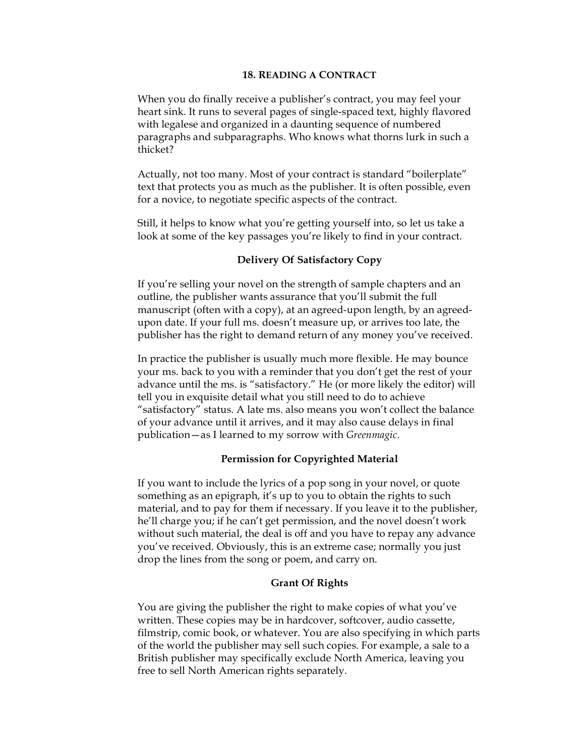## 18. Reading a Contract

When you do finally receive a publisher's contract, you may feel your heart sink. It runs to several pages of single-spaced text, highly flavored with legalese and organized in a daunting sequence of numbered paragraphs and subparagraphs. Who knows what thorns lurk in such a thicket?

Actually, not too many. Most of your contract is standard "boilerplate" text that protects you as much as the publisher. It is often possible, even for a novice, to negotiate specific aspects of the contract.

Still, it helps to know what you're getting yourself into, so let us take a look at some of the key passages you're likely to find in your contract.

### Delivery Of Satisfactory Copy

If you're selling your novel on the strength of sample chapters and an outline, the publisher wants assurance that you'll submit the full manuscript (often with a copy), at an agreed-upon length, by an agreed-upon date. If your full ms. doesn't measure up, or arrives too late, the publisher has the right to demand return of any money you've received.

In practice the publisher is usually much more flexible. He may bounce your ms. back to you with a reminder that you don't get the rest of your advance until the ms. is "satisfactory." He (or more likely the editor) will tell you in exquisite detail what you still need to do to achieve "satisfactory" status. A late ms. also means you won't collect the balance of your advance until it arrives, and it may also cause delays in final publication—as I learned to my sorrow with *Greenmagic*.

### Permission for Copyrighted Material

If you want to include the lyrics of a pop song in your novel, or quote something as an epigraph, it's up to you to obtain the rights to such material, and to pay for them if necessary. If you leave it to the publisher, he'll charge you; if he can't get permission, and the novel doesn't work without such material, the deal is off and you have to repay any advance you've received. Obviously, this is an extreme case; normally you just drop the lines from the song or poem, and carry on.

### Grant Of Rights

You are giving the publisher the right to make copies of what you've written. These copies may be in hardcover, softcover, audio cassette, filmstrip, comic book, or whatever. You are also specifying in which parts of the world the publisher may sell such copies. For example, a sale to a British publisher may specifically exclude North America, leaving you free to sell North American rights separately.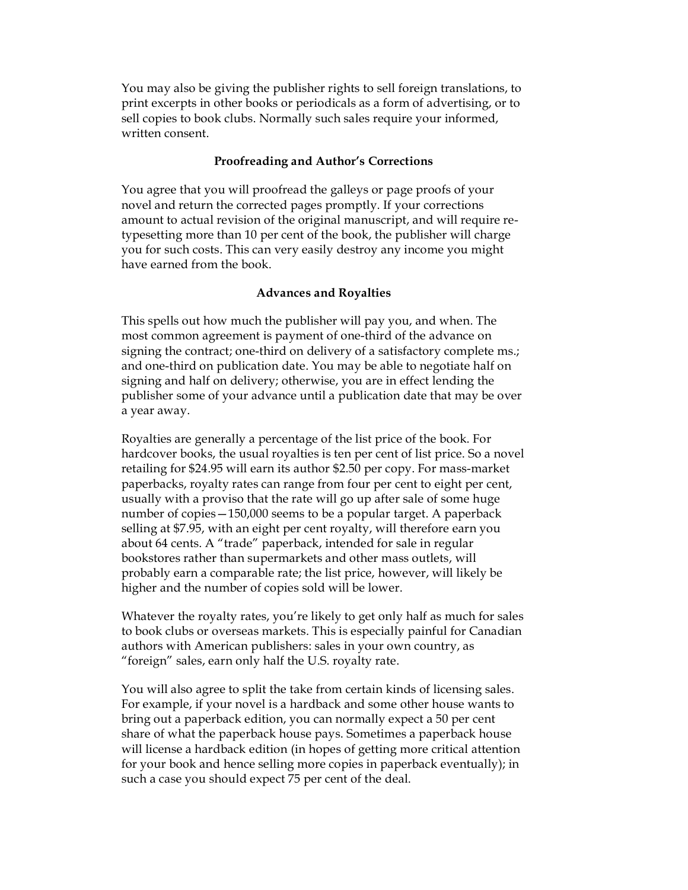You may also be giving the publisher rights to sell foreign translations, to print excerpts in other books or periodicals as a form of advertising, or to sell copies to book clubs. Normally such sales require your informed, written consent.

## Proofreading and Author's Corrections

You agree that you will proofread the galleys or page proofs of your novel and return the corrected pages promptly. If your corrections amount to actual revision of the original manuscript, and will require re-typesetting more than 10 per cent of the book, the publisher will charge you for such costs. This can very easily destroy any income you might have earned from the book.

## Advances and Royalties

This spells out how much the publisher will pay you, and when. The most common agreement is payment of one-third of the advance on signing the contract; one-third on delivery of a satisfactory complete ms.; and one-third on publication date. You may be able to negotiate half on signing and half on delivery; otherwise, you are in effect lending the publisher some of your advance until a publication date that may be over a year away.

Royalties are generally a percentage of the list price of the book. For hardcover books, the usual royalties is ten per cent of list price. So a novel retailing for $24.95 will earn its author $2.50 per copy. For mass-market paperbacks, royalty rates can range from four per cent to eight per cent, usually with a proviso that the rate will go up after sale of some huge number of copies—150,000 seems to be a popular target. A paperback selling at $7.95, with an eight per cent royalty, will therefore earn you about 64 cents. A "trade" paperback, intended for sale in regular bookstores rather than supermarkets and other mass outlets, will probably earn a comparable rate; the list price, however, will likely be higher and the number of copies sold will be lower.

Whatever the royalty rates, you're likely to get only half as much for sales to book clubs or overseas markets. This is especially painful for Canadian authors with American publishers: sales in your own country, as "foreign" sales, earn only half the U.S. royalty rate.

You will also agree to split the take from certain kinds of licensing sales. For example, if your novel is a hardback and some other house wants to bring out a paperback edition, you can normally expect a 50 per cent share of what the paperback house pays. Sometimes a paperback house will license a hardback edition (in hopes of getting more critical attention for your book and hence selling more copies in paperback eventually); in such a case you should expect 75 per cent of the deal.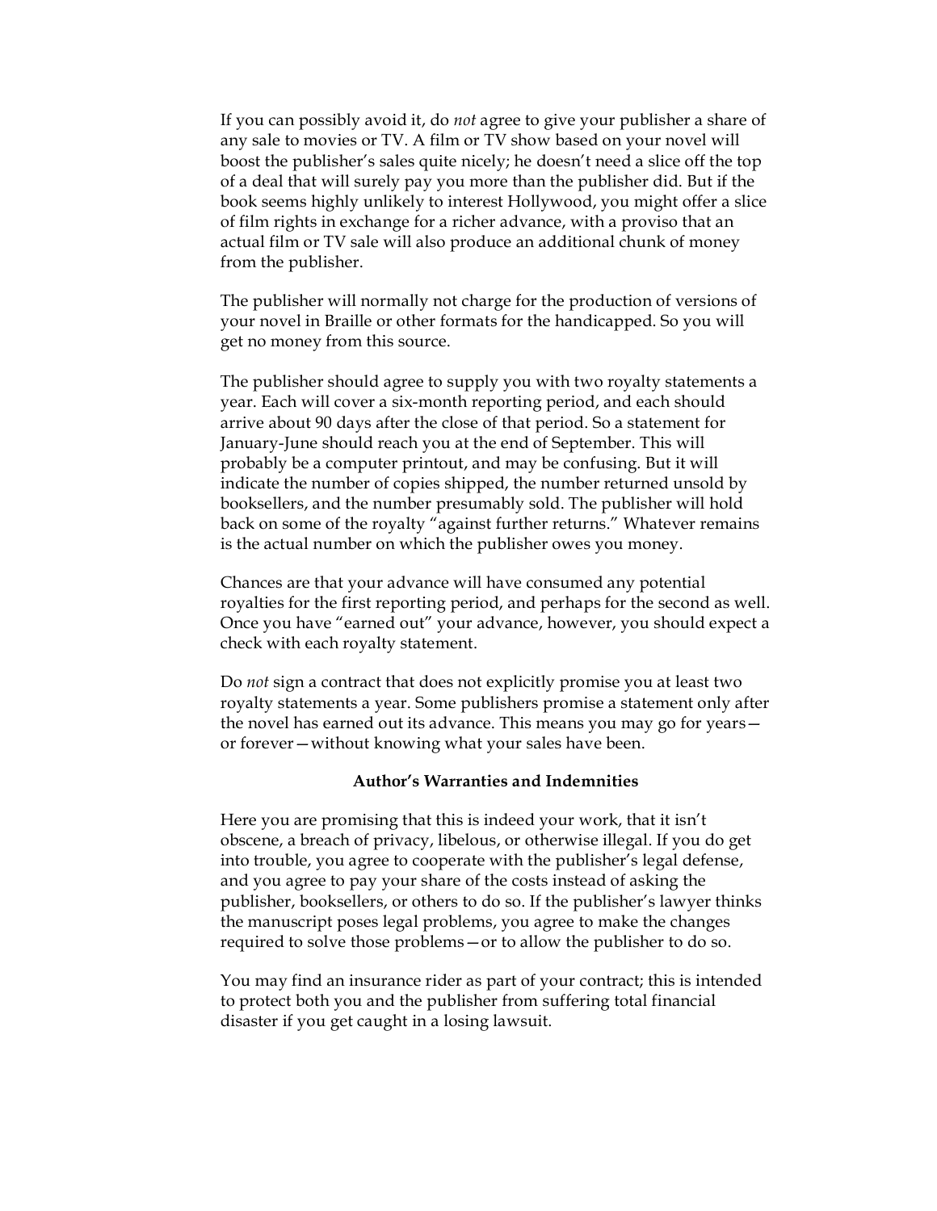If you can possibly avoid it, do *not* agree to give your publisher a share of any sale to movies or TV. A film or TV show based on your novel will boost the publisher's sales quite nicely; he doesn't need a slice off the top of a deal that will surely pay you more than the publisher did. But if the book seems highly unlikely to interest Hollywood, you might offer a slice of film rights in exchange for a richer advance, with a proviso that an actual film or TV sale will also produce an additional chunk of money from the publisher.

The publisher will normally not charge for the production of versions of your novel in Braille or other formats for the handicapped. So you will get no money from this source.

The publisher should agree to supply you with two royalty statements a year. Each will cover a six-month reporting period, and each should arrive about 90 days after the close of that period. So a statement for January-June should reach you at the end of September. This will probably be a computer printout, and may be confusing. But it will indicate the number of copies shipped, the number returned unsold by booksellers, and the number presumably sold. The publisher will hold back on some of the royalty "against further returns." Whatever remains is the actual number on which the publisher owes you money.

Chances are that your advance will have consumed any potential royalties for the first reporting period, and perhaps for the second as well. Once you have "earned out" your advance, however, you should expect a check with each royalty statement.

Do *not* sign a contract that does not explicitly promise you at least two royalty statements a year. Some publishers promise a statement only after the novel has earned out its advance. This means you may go for years—or forever—without knowing what your sales have been.

### Author's Warranties and Indemnities

Here you are promising that this is indeed your work, that it isn't obscene, a breach of privacy, libelous, or otherwise illegal. If you do get into trouble, you agree to cooperate with the publisher's legal defense, and you agree to pay your share of the costs instead of asking the publisher, booksellers, or others to do so. If the publisher's lawyer thinks the manuscript poses legal problems, you agree to make the changes required to solve those problems—or to allow the publisher to do so.

You may find an insurance rider as part of your contract; this is intended to protect both you and the publisher from suffering total financial disaster if you get caught in a losing lawsuit.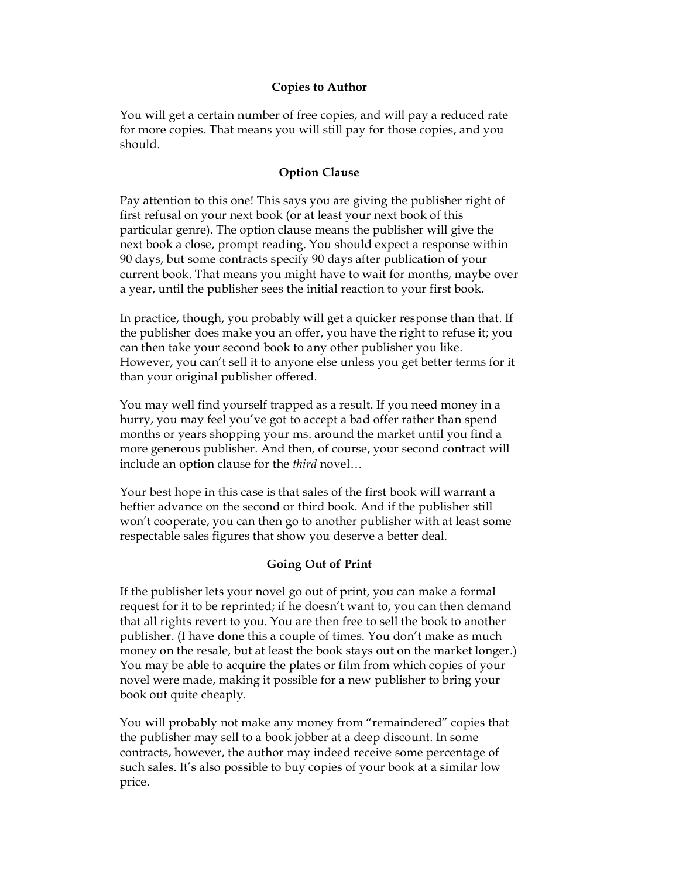## Copies to Author

You will get a certain number of free copies, and will pay a reduced rate for more copies. That means you will still pay for those copies, and you should.

## Option Clause

Pay attention to this one! This says you are giving the publisher right of first refusal on your next book (or at least your next book of this particular genre). The option clause means the publisher will give the next book a close, prompt reading. You should expect a response within 90 days, but some contracts specify 90 days after publication of your current book. That means you might have to wait for months, maybe over a year, until the publisher sees the initial reaction to your first book.

In practice, though, you probably will get a quicker response than that. If the publisher does make you an offer, you have the right to refuse it; you can then take your second book to any other publisher you like. However, you can't sell it to anyone else unless you get better terms for it than your original publisher offered.

You may well find yourself trapped as a result. If you need money in a hurry, you may feel you've got to accept a bad offer rather than spend months or years shopping your ms. around the market until you find a more generous publisher. And then, of course, your second contract will include an option clause for the *third* novel…

Your best hope in this case is that sales of the first book will warrant a heftier advance on the second or third book. And if the publisher still won't cooperate, you can then go to another publisher with at least some respectable sales figures that show you deserve a better deal.

## Going Out of Print

If the publisher lets your novel go out of print, you can make a formal request for it to be reprinted; if he doesn't want to, you can then demand that all rights revert to you. You are then free to sell the book to another publisher. (I have done this a couple of times. You don't make as much money on the resale, but at least the book stays out on the market longer.) You may be able to acquire the plates or film from which copies of your novel were made, making it possible for a new publisher to bring your book out quite cheaply.

You will probably not make any money from "remaindered" copies that the publisher may sell to a book jobber at a deep discount. In some contracts, however, the author may indeed receive some percentage of such sales. It's also possible to buy copies of your book at a similar low price.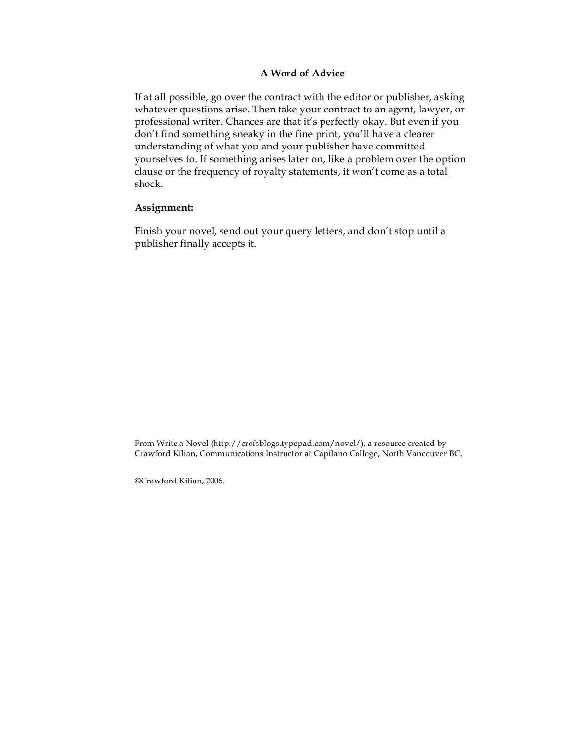## A Word of Advice

If at all possible, go over the contract with the editor or publisher, asking whatever questions arise. Then take your contract to an agent, lawyer, or professional writer. Chances are that it's perfectly okay. But even if you don't find something sneaky in the fine print, you'll have a clearer understanding of what you and your publisher have committed yourselves to. If something arises later on, like a problem over the option clause or the frequency of royalty statements, it won't come as a total shock.

**Assignment:**

Finish your novel, send out your query letters, and don't stop until a publisher finally accepts it.

From Write a Novel (http://crofsblogs.typepad.com/novel/), a resource created by Crawford Kilian, Communications Instructor at Capilano College, North Vancouver BC.

©Crawford Kilian, 2006.